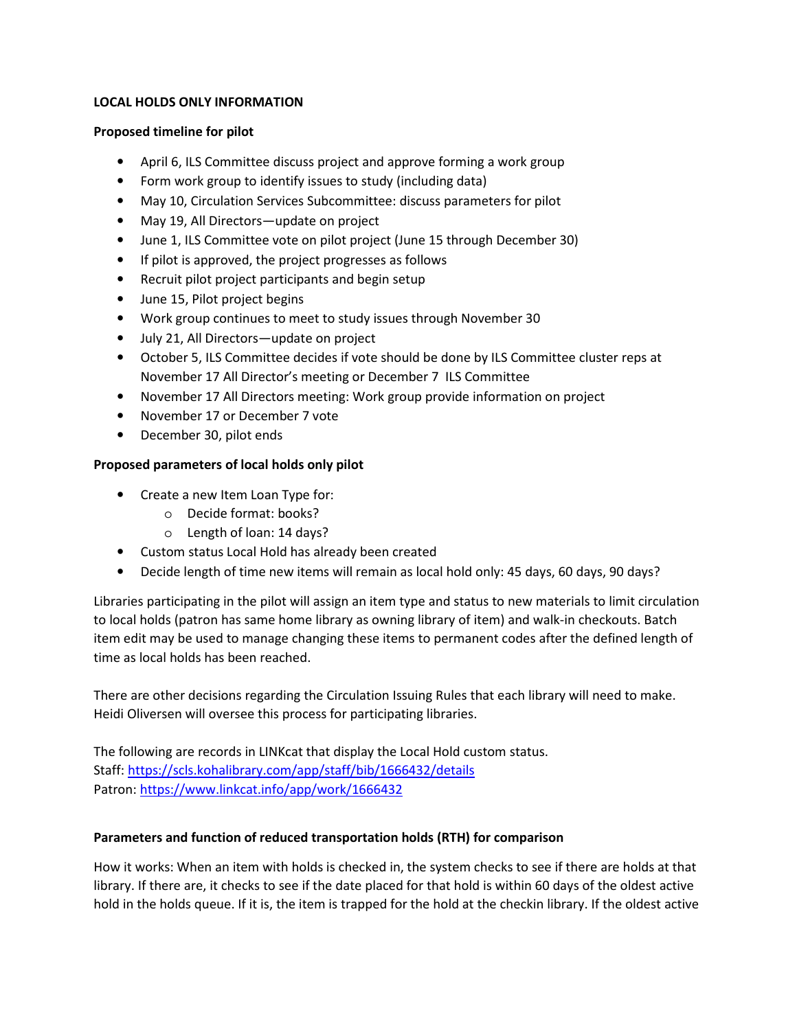**LOCAL HOLDS ONLY INFORMATION**

**Proposed timeline for pilot**

- April 6, ILS Committee discuss project and approve forming a work group
- Form work group to identify issues to study (including data)
- May 10, Circulation Services Subcommittee: discuss parameters for pilot
- May 19, All Directors—update on project
- June 1, ILS Committee vote on pilot project (June 15 through December 30)
- If pilot is approved, the project progresses as follows
- Recruit pilot project participants and begin setup
- June 15, Pilot project begins
- Work group continues to meet to study issues through November 30
- July 21, All Directors—update on project
- October 5, ILS Committee decides if vote should be done by ILS Committee cluster reps at November 17 All Director's meeting or December 7 ILS Committee
- November 17 All Directors meeting: Work group provide information on project
- November 17 or December 7 vote
- December 30, pilot ends

**Proposed parameters of local holds only pilot**

- Create a new Item Loan Type for:
  - Decide format: books?
  - Length of loan: 14 days?
- Custom status Local Hold has already been created
- Decide length of time new items will remain as local hold only: 45 days, 60 days, 90 days?

Libraries participating in the pilot will assign an item type and status to new materials to limit circulation to local holds (patron has same home library as owning library of item) and walk-in checkouts. Batch item edit may be used to manage changing these items to permanent codes after the defined length of time as local holds has been reached.

There are other decisions regarding the Circulation Issuing Rules that each library will need to make. Heidi Oliversen will oversee this process for participating libraries.

The following are records in LINKcat that display the Local Hold custom status.
Staff: https://scls.kohalibrary.com/app/staff/bib/1666432/details
Patron: https://www.linkcat.info/app/work/1666432

**Parameters and function of reduced transportation holds (RTH) for comparison**

How it works: When an item with holds is checked in, the system checks to see if there are holds at that library. If there are, it checks to see if the date placed for that hold is within 60 days of the oldest active hold in the holds queue. If it is, the item is trapped for the hold at the checkin library. If the oldest active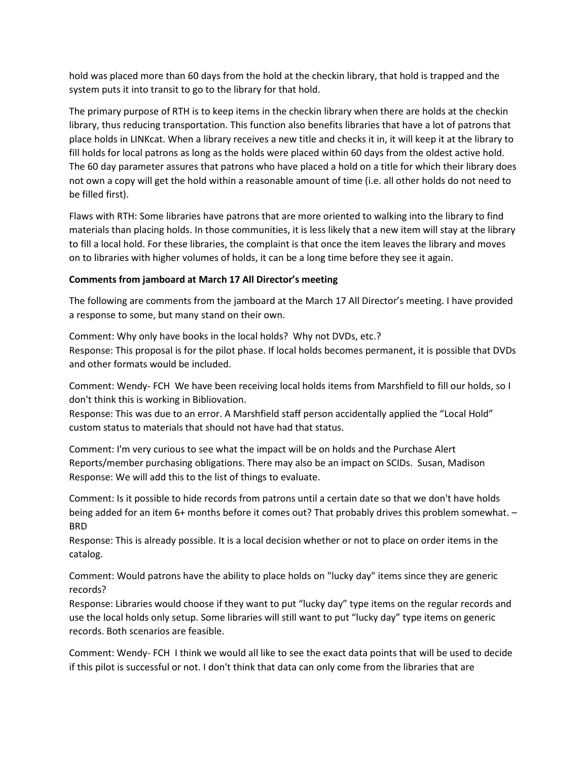hold was placed more than 60 days from the hold at the checkin library, that hold is trapped and the system puts it into transit to go to the library for that hold.

The primary purpose of RTH is to keep items in the checkin library when there are holds at the checkin library, thus reducing transportation. This function also benefits libraries that have a lot of patrons that place holds in LINKcat. When a library receives a new title and checks it in, it will keep it at the library to fill holds for local patrons as long as the holds were placed within 60 days from the oldest active hold. The 60 day parameter assures that patrons who have placed a hold on a title for which their library does not own a copy will get the hold within a reasonable amount of time (i.e. all other holds do not need to be filled first).

Flaws with RTH: Some libraries have patrons that are more oriented to walking into the library to find materials than placing holds. In those communities, it is less likely that a new item will stay at the library to fill a local hold. For these libraries, the complaint is that once the item leaves the library and moves on to libraries with higher volumes of holds, it can be a long time before they see it again.

**Comments from jamboard at March 17 All Director's meeting**

The following are comments from the jamboard at the March 17 All Director's meeting. I have provided a response to some, but many stand on their own.

Comment: Why only have books in the local holds? Why not DVDs, etc.?
Response: This proposal is for the pilot phase. If local holds becomes permanent, it is possible that DVDs and other formats would be included.

Comment: Wendy- FCH We have been receiving local holds items from Marshfield to fill our holds, so I don't think this is working in Bibliovation.
Response: This was due to an error. A Marshfield staff person accidentally applied the "Local Hold" custom status to materials that should not have had that status.

Comment: I'm very curious to see what the impact will be on holds and the Purchase Alert Reports/member purchasing obligations. There may also be an impact on SCIDs. Susan, Madison
Response: We will add this to the list of things to evaluate.

Comment: Is it possible to hide records from patrons until a certain date so that we don't have holds being added for an item 6+ months before it comes out? That probably drives this problem somewhat. – BRD
Response: This is already possible. It is a local decision whether or not to place on order items in the catalog.

Comment: Would patrons have the ability to place holds on "lucky day" items since they are generic records?
Response: Libraries would choose if they want to put "lucky day" type items on the regular records and use the local holds only setup. Some libraries will still want to put "lucky day" type items on generic records. Both scenarios are feasible.

Comment: Wendy- FCH I think we would all like to see the exact data points that will be used to decide if this pilot is successful or not. I don't think that data can only come from the libraries that are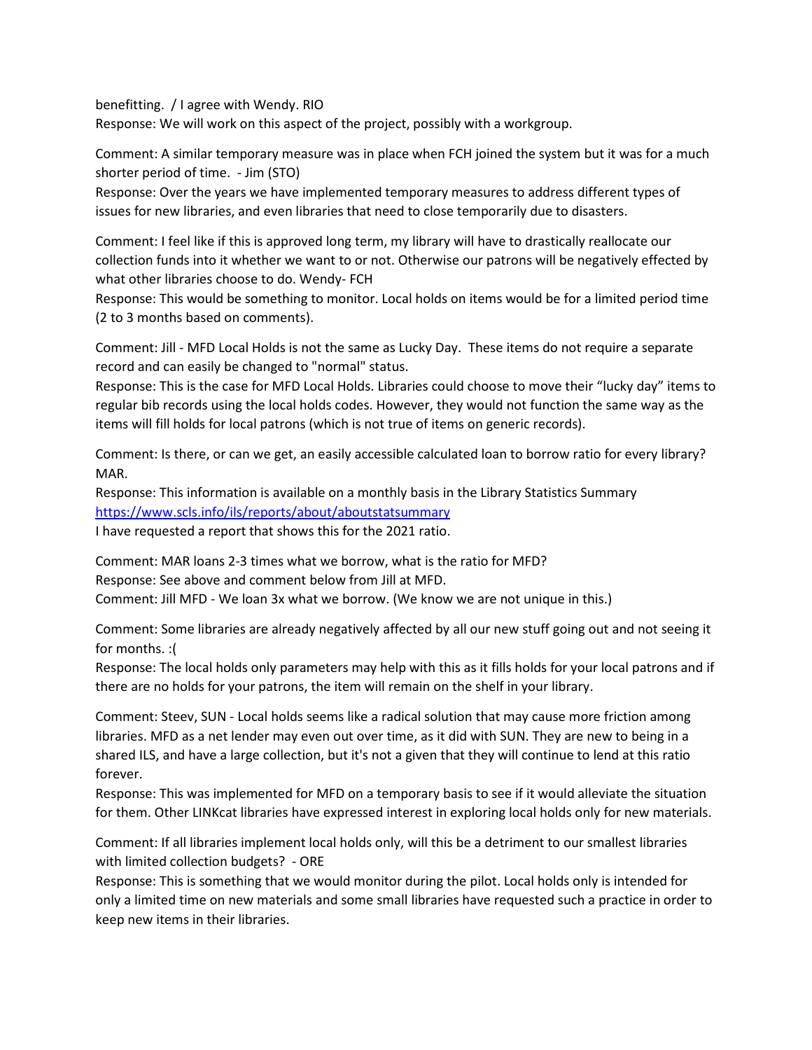benefitting.  / I agree with Wendy. RIO
Response: We will work on this aspect of the project, possibly with a workgroup.

Comment: A similar temporary measure was in place when FCH joined the system but it was for a much shorter period of time.  - Jim (STO)
Response: Over the years we have implemented temporary measures to address different types of issues for new libraries, and even libraries that need to close temporarily due to disasters.

Comment: I feel like if this is approved long term, my library will have to drastically reallocate our collection funds into it whether we want to or not. Otherwise our patrons will be negatively effected by what other libraries choose to do. Wendy- FCH
Response: This would be something to monitor. Local holds on items would be for a limited period time (2 to 3 months based on comments).

Comment: Jill - MFD Local Holds is not the same as Lucky Day.  These items do not require a separate record and can easily be changed to "normal" status.
Response: This is the case for MFD Local Holds. Libraries could choose to move their "lucky day" items to regular bib records using the local holds codes. However, they would not function the same way as the items will fill holds for local patrons (which is not true of items on generic records).

Comment: Is there, or can we get, an easily accessible calculated loan to borrow ratio for every library? MAR.
Response: This information is available on a monthly basis in the Library Statistics Summary https://www.scls.info/ils/reports/about/aboutstatsummary
I have requested a report that shows this for the 2021 ratio.

Comment: MAR loans 2-3 times what we borrow, what is the ratio for MFD?
Response: See above and comment below from Jill at MFD.
Comment: Jill MFD - We loan 3x what we borrow. (We know we are not unique in this.)

Comment: Some libraries are already negatively affected by all our new stuff going out and not seeing it for months. :(
Response: The local holds only parameters may help with this as it fills holds for your local patrons and if there are no holds for your patrons, the item will remain on the shelf in your library.

Comment: Steev, SUN - Local holds seems like a radical solution that may cause more friction among libraries. MFD as a net lender may even out over time, as it did with SUN. They are new to being in a shared ILS, and have a large collection, but it's not a given that they will continue to lend at this ratio forever.
Response: This was implemented for MFD on a temporary basis to see if it would alleviate the situation for them. Other LINKcat libraries have expressed interest in exploring local holds only for new materials.

Comment: If all libraries implement local holds only, will this be a detriment to our smallest libraries with limited collection budgets? - ORE
Response: This is something that we would monitor during the pilot. Local holds only is intended for only a limited time on new materials and some small libraries have requested such a practice in order to keep new items in their libraries.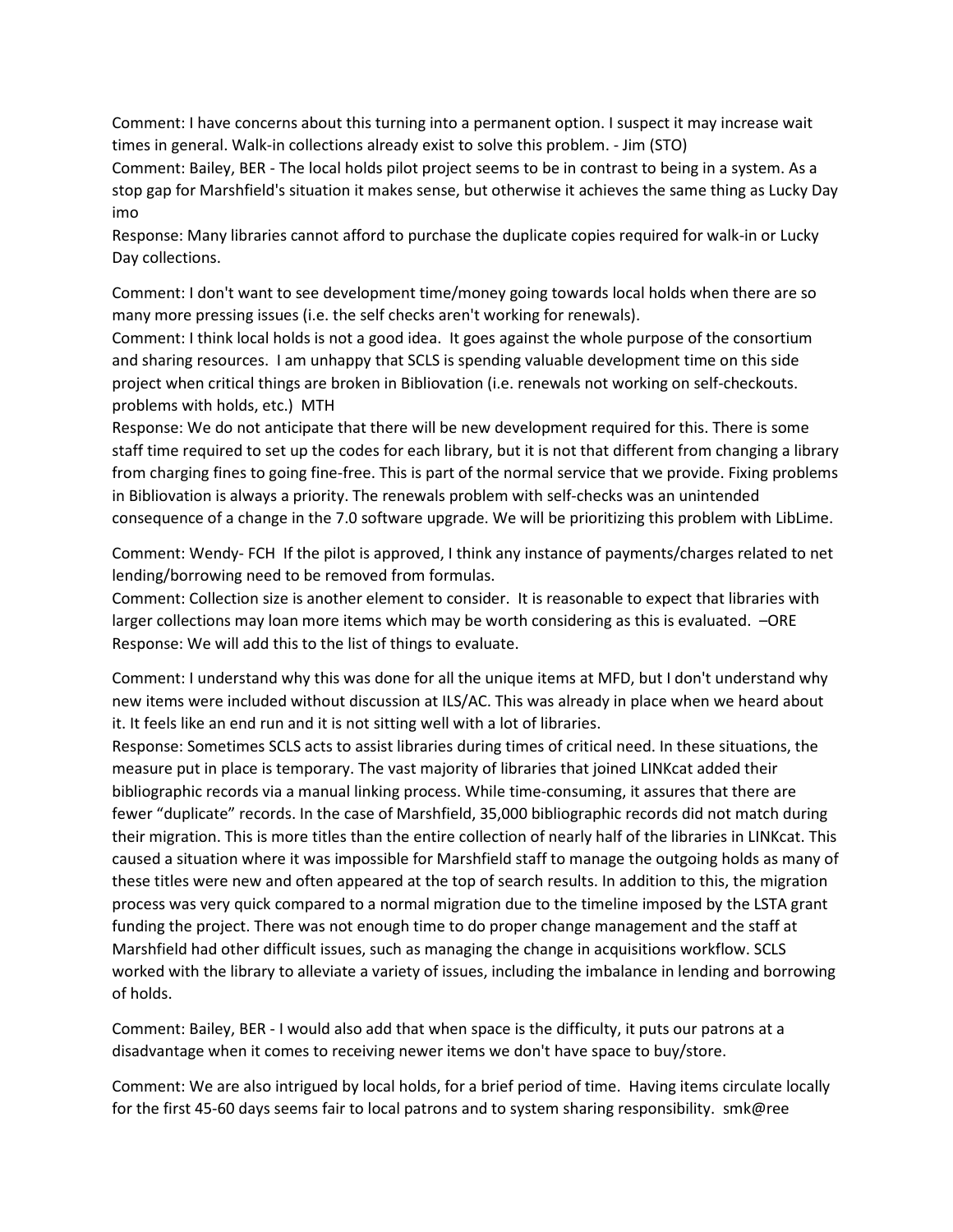Comment: I have concerns about this turning into a permanent option. I suspect it may increase wait times in general. Walk-in collections already exist to solve this problem. - Jim (STO)

Comment: Bailey, BER - The local holds pilot project seems to be in contrast to being in a system. As a stop gap for Marshfield's situation it makes sense, but otherwise it achieves the same thing as Lucky Day imo

Response: Many libraries cannot afford to purchase the duplicate copies required for walk-in or Lucky Day collections.

Comment: I don't want to see development time/money going towards local holds when there are so many more pressing issues (i.e. the self checks aren't working for renewals).

Comment: I think local holds is not a good idea. It goes against the whole purpose of the consortium and sharing resources. I am unhappy that SCLS is spending valuable development time on this side project when critical things are broken in Bibliovation (i.e. renewals not working on self-checkouts. problems with holds, etc.) MTH

Response: We do not anticipate that there will be new development required for this. There is some staff time required to set up the codes for each library, but it is not that different from changing a library from charging fines to going fine-free. This is part of the normal service that we provide. Fixing problems in Bibliovation is always a priority. The renewals problem with self-checks was an unintended consequence of a change in the 7.0 software upgrade. We will be prioritizing this problem with LibLime.

Comment: Wendy- FCH If the pilot is approved, I think any instance of payments/charges related to net lending/borrowing need to be removed from formulas.

Comment: Collection size is another element to consider. It is reasonable to expect that libraries with larger collections may loan more items which may be worth considering as this is evaluated. –ORE

Response: We will add this to the list of things to evaluate.

Comment: I understand why this was done for all the unique items at MFD, but I don't understand why new items were included without discussion at ILS/AC. This was already in place when we heard about it. It feels like an end run and it is not sitting well with a lot of libraries.

Response: Sometimes SCLS acts to assist libraries during times of critical need. In these situations, the measure put in place is temporary. The vast majority of libraries that joined LINKcat added their bibliographic records via a manual linking process. While time-consuming, it assures that there are fewer "duplicate" records. In the case of Marshfield, 35,000 bibliographic records did not match during their migration. This is more titles than the entire collection of nearly half of the libraries in LINKcat. This caused a situation where it was impossible for Marshfield staff to manage the outgoing holds as many of these titles were new and often appeared at the top of search results. In addition to this, the migration process was very quick compared to a normal migration due to the timeline imposed by the LSTA grant funding the project. There was not enough time to do proper change management and the staff at Marshfield had other difficult issues, such as managing the change in acquisitions workflow. SCLS worked with the library to alleviate a variety of issues, including the imbalance in lending and borrowing of holds.

Comment: Bailey, BER - I would also add that when space is the difficulty, it puts our patrons at a disadvantage when it comes to receiving newer items we don't have space to buy/store.

Comment: We are also intrigued by local holds, for a brief period of time. Having items circulate locally for the first 45-60 days seems fair to local patrons and to system sharing responsibility. smk@ree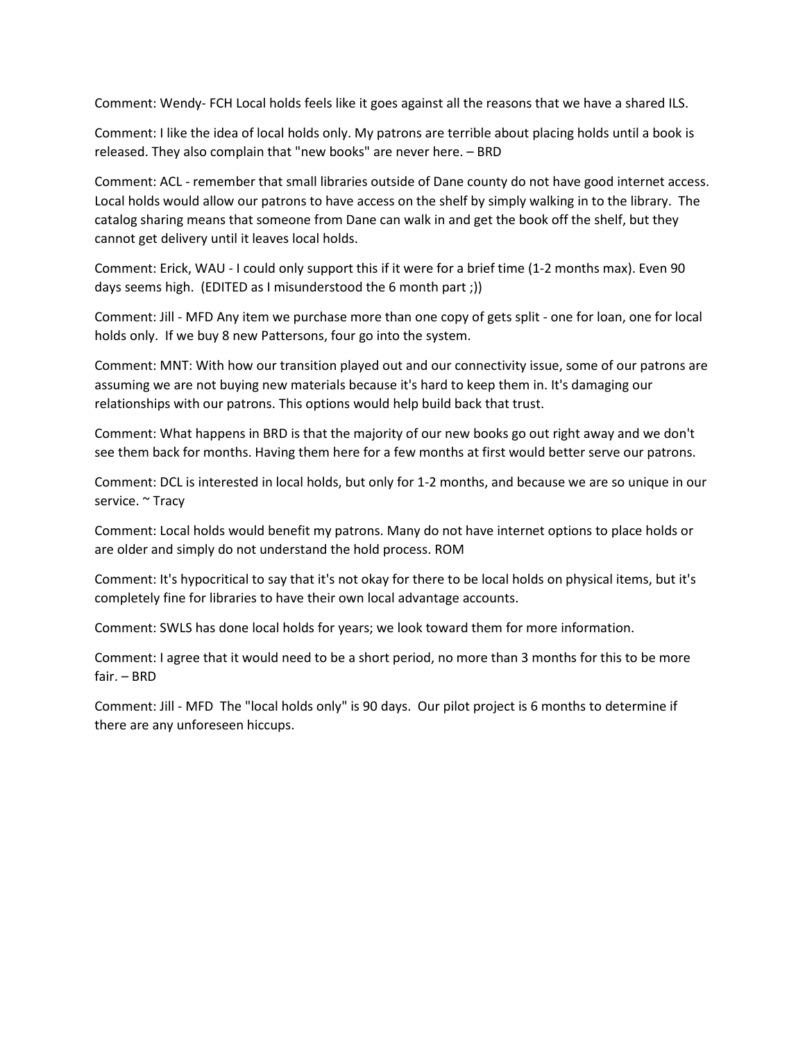Comment: Wendy- FCH Local holds feels like it goes against all the reasons that we have a shared ILS.

Comment: I like the idea of local holds only. My patrons are terrible about placing holds until a book is released. They also complain that "new books" are never here. – BRD

Comment: ACL - remember that small libraries outside of Dane county do not have good internet access. Local holds would allow our patrons to have access on the shelf by simply walking in to the library. The catalog sharing means that someone from Dane can walk in and get the book off the shelf, but they cannot get delivery until it leaves local holds.

Comment: Erick, WAU - I could only support this if it were for a brief time (1-2 months max). Even 90 days seems high. (EDITED as I misunderstood the 6 month part ;))

Comment: Jill - MFD Any item we purchase more than one copy of gets split - one for loan, one for local holds only. If we buy 8 new Pattersons, four go into the system.

Comment: MNT: With how our transition played out and our connectivity issue, some of our patrons are assuming we are not buying new materials because it's hard to keep them in. It's damaging our relationships with our patrons. This options would help build back that trust.

Comment: What happens in BRD is that the majority of our new books go out right away and we don't see them back for months. Having them here for a few months at first would better serve our patrons.

Comment: DCL is interested in local holds, but only for 1-2 months, and because we are so unique in our service. ~ Tracy

Comment: Local holds would benefit my patrons. Many do not have internet options to place holds or are older and simply do not understand the hold process. ROM

Comment: It's hypocritical to say that it's not okay for there to be local holds on physical items, but it's completely fine for libraries to have their own local advantage accounts.

Comment: SWLS has done local holds for years; we look toward them for more information.

Comment: I agree that it would need to be a short period, no more than 3 months for this to be more fair. – BRD

Comment: Jill - MFD The "local holds only" is 90 days. Our pilot project is 6 months to determine if there are any unforeseen hiccups.